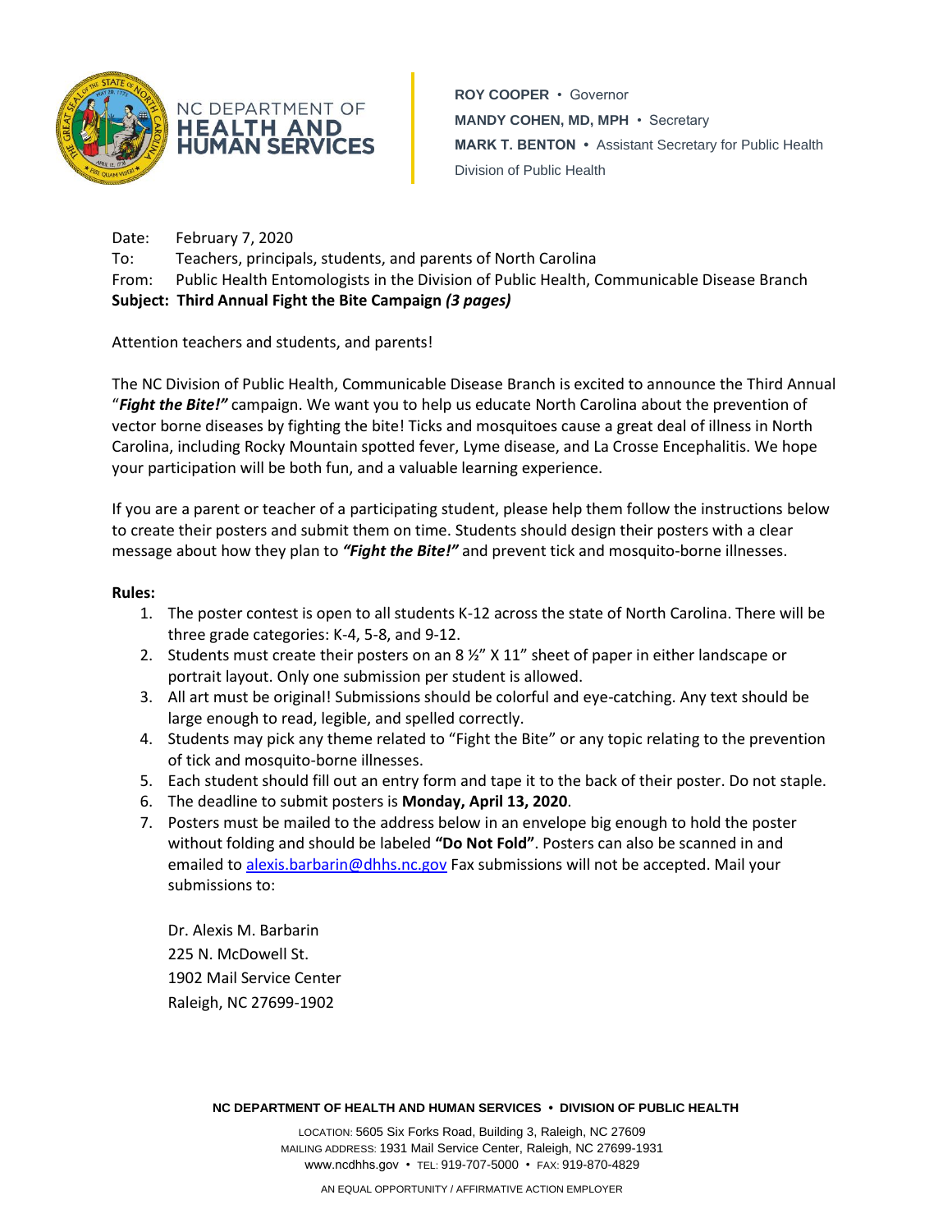NC DEPARTMENT OF **HEALTH AND HUMAN SERVICES**

**ROY COOPER** • Governor
**MANDY COHEN, MD, MPH** • Secretary
**MARK T. BENTON** • Assistant Secretary for Public Health
Division of Public Health

Date: February 7, 2020
To: Teachers, principals, students, and parents of North Carolina
From: Public Health Entomologists in the Division of Public Health, Communicable Disease Branch
**Subject: Third Annual Fight the Bite Campaign *(3 pages)***

Attention teachers and students, and parents!

The NC Division of Public Health, Communicable Disease Branch is excited to announce the Third Annual "***Fight the Bite!"*** campaign. We want you to help us educate North Carolina about the prevention of vector borne diseases by fighting the bite! Ticks and mosquitoes cause a great deal of illness in North Carolina, including Rocky Mountain spotted fever, Lyme disease, and La Crosse Encephalitis. We hope your participation will be both fun, and a valuable learning experience.

If you are a parent or teacher of a participating student, please help them follow the instructions below to create their posters and submit them on time. Students should design their posters with a clear message about how they plan to ***"Fight the Bite!"*** and prevent tick and mosquito-borne illnesses.

**Rules:**

1. The poster contest is open to all students K-12 across the state of North Carolina. There will be three grade categories: K-4, 5-8, and 9-12.
2. Students must create their posters on an 8 ½" X 11" sheet of paper in either landscape or portrait layout. Only one submission per student is allowed.
3. All art must be original! Submissions should be colorful and eye-catching. Any text should be large enough to read, legible, and spelled correctly.
4. Students may pick any theme related to "Fight the Bite" or any topic relating to the prevention of tick and mosquito-borne illnesses.
5. Each student should fill out an entry form and tape it to the back of their poster. Do not staple.
6. The deadline to submit posters is **Monday, April 13, 2020**.
7. Posters must be mailed to the address below in an envelope big enough to hold the poster without folding and should be labeled **"Do Not Fold"**. Posters can also be scanned in and emailed to alexis.barbarin@dhhs.nc.gov Fax submissions will not be accepted. Mail your submissions to:

   Dr. Alexis M. Barbarin
   225 N. McDowell St.
   1902 Mail Service Center
   Raleigh, NC 27699-1902

**NC DEPARTMENT OF HEALTH AND HUMAN SERVICES • DIVISION OF PUBLIC HEALTH**

LOCATION: 5605 Six Forks Road, Building 3, Raleigh, NC 27609
MAILING ADDRESS: 1931 Mail Service Center, Raleigh, NC 27699-1931
www.ncdhhs.gov • TEL: 919-707-5000 • FAX: 919-870-4829

AN EQUAL OPPORTUNITY / AFFIRMATIVE ACTION EMPLOYER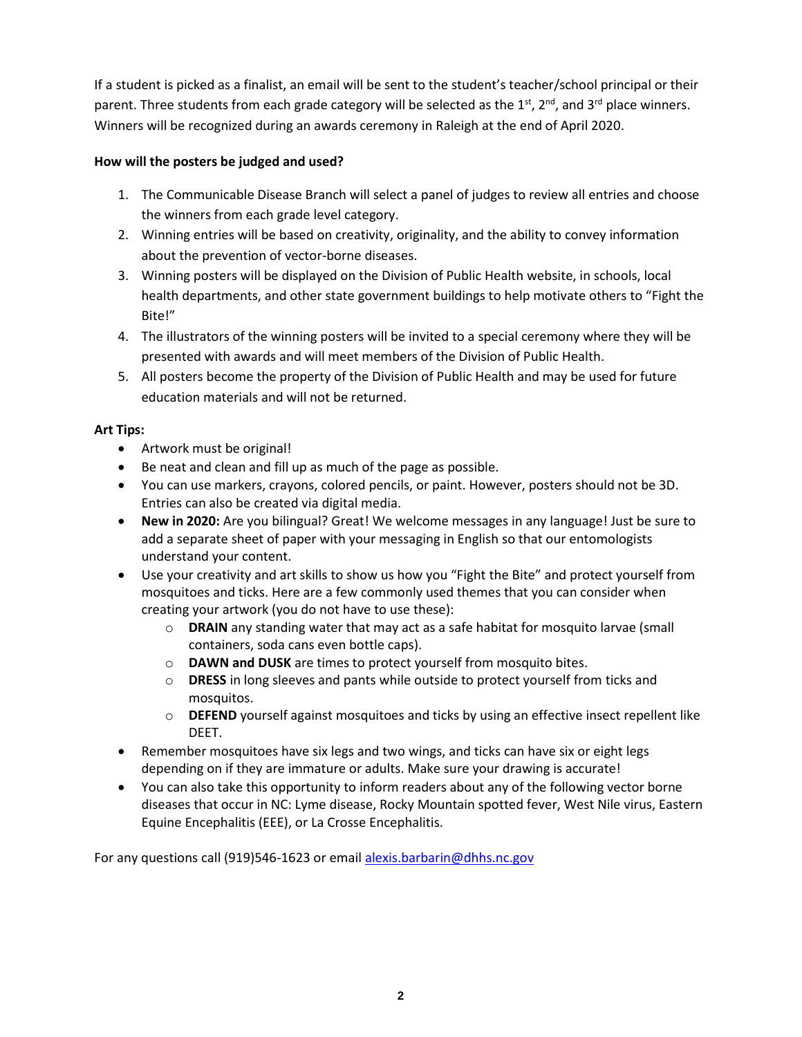If a student is picked as a finalist, an email will be sent to the student's teacher/school principal or their parent. Three students from each grade category will be selected as the 1st, 2nd, and 3rd place winners. Winners will be recognized during an awards ceremony in Raleigh at the end of April 2020.

**How will the posters be judged and used?**

1. The Communicable Disease Branch will select a panel of judges to review all entries and choose the winners from each grade level category.
2. Winning entries will be based on creativity, originality, and the ability to convey information about the prevention of vector-borne diseases.
3. Winning posters will be displayed on the Division of Public Health website, in schools, local health departments, and other state government buildings to help motivate others to "Fight the Bite!"
4. The illustrators of the winning posters will be invited to a special ceremony where they will be presented with awards and will meet members of the Division of Public Health.
5. All posters become the property of the Division of Public Health and may be used for future education materials and will not be returned.

**Art Tips:**

- Artwork must be original!
- Be neat and clean and fill up as much of the page as possible.
- You can use markers, crayons, colored pencils, or paint. However, posters should not be 3D. Entries can also be created via digital media.
- **New in 2020:** Are you bilingual? Great! We welcome messages in any language! Just be sure to add a separate sheet of paper with your messaging in English so that our entomologists understand your content.
- Use your creativity and art skills to show us how you "Fight the Bite" and protect yourself from mosquitoes and ticks. Here are a few commonly used themes that you can consider when creating your artwork (you do not have to use these):
    - **DRAIN** any standing water that may act as a safe habitat for mosquito larvae (small containers, soda cans even bottle caps).
    - **DAWN and DUSK** are times to protect yourself from mosquito bites.
    - **DRESS** in long sleeves and pants while outside to protect yourself from ticks and mosquitos.
    - **DEFEND** yourself against mosquitoes and ticks by using an effective insect repellent like DEET.
- Remember mosquitoes have six legs and two wings, and ticks can have six or eight legs depending on if they are immature or adults. Make sure your drawing is accurate!
- You can also take this opportunity to inform readers about any of the following vector borne diseases that occur in NC: Lyme disease, Rocky Mountain spotted fever, West Nile virus, Eastern Equine Encephalitis (EEE), or La Crosse Encephalitis.

For any questions call (919)546-1623 or email alexis.barbarin@dhhs.nc.gov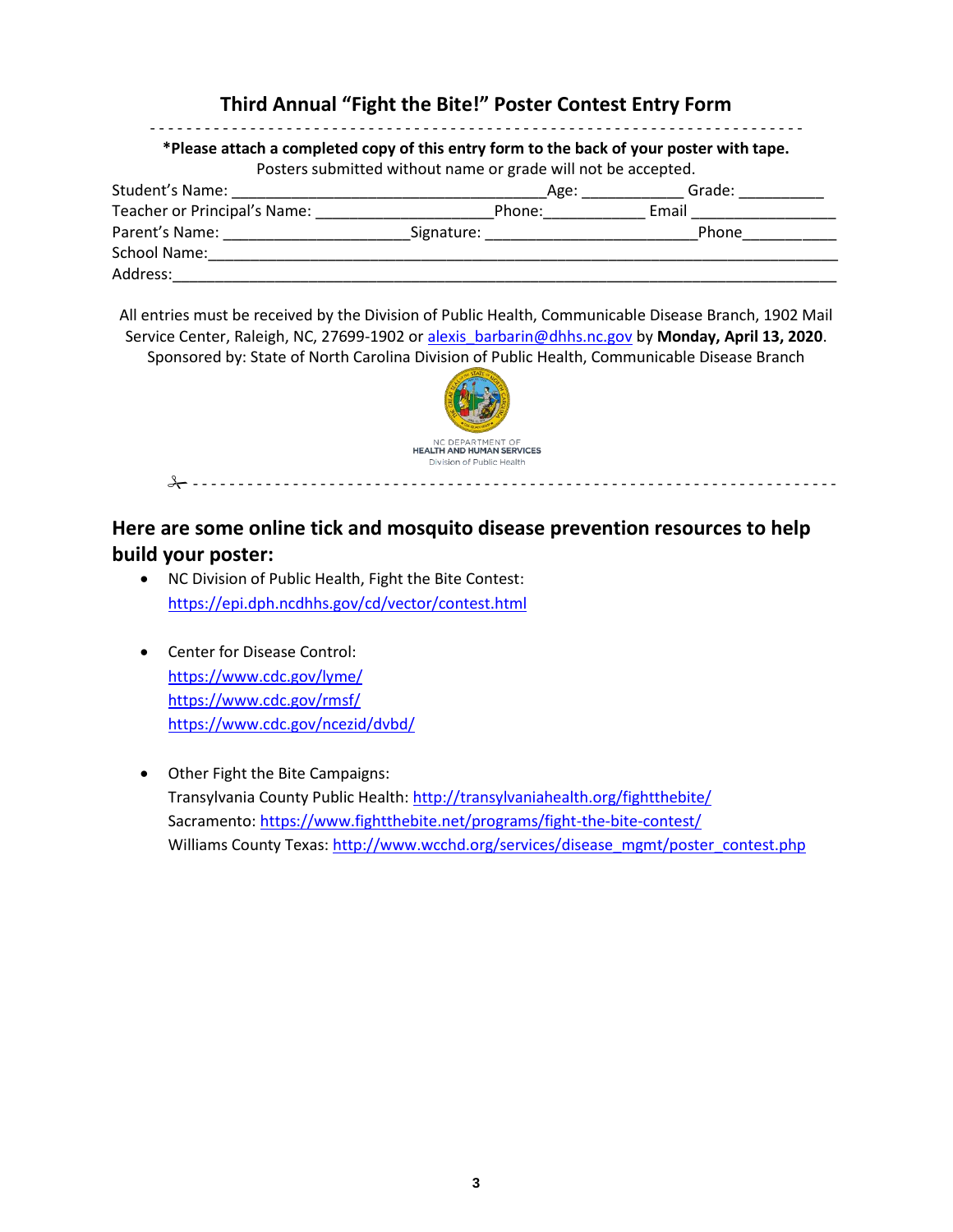## Third Annual "Fight the Bite!" Poster Contest Entry Form

**\*Please attach a completed copy of this entry form to the back of your poster with tape.**

Posters submitted without name or grade will not be accepted.

Student's Name: ___________________________________Age: ___________ Grade: __________

Teacher or Principal's Name: ____________________Phone:___________ Email ________________

Parent's Name: ____________________Signature: _______________________Phone__________

School Name:____________________________________________________________________

Address:________________________________________________________________________

All entries must be received by the Division of Public Health, Communicable Disease Branch, 1902 Mail Service Center, Raleigh, NC, 27699-1902 or alexis_barbarin@dhhs.nc.gov by **Monday, April 13, 2020**.

Sponsored by: State of North Carolina Division of Public Health, Communicable Disease Branch

NC DEPARTMENT OF
HEALTH AND HUMAN SERVICES
Division of Public Health

### Here are some online tick and mosquito disease prevention resources to help build your poster:

- NC Division of Public Health, Fight the Bite Contest:
  https://epi.dph.ncdhhs.gov/cd/vector/contest.html

- Center for Disease Control:
  https://www.cdc.gov/lyme/
  https://www.cdc.gov/rmsf/
  https://www.cdc.gov/ncezid/dvbd/

- Other Fight the Bite Campaigns:
  Transylvania County Public Health: http://transylvaniahealth.org/fightthebite/
  Sacramento: https://www.fightthebite.net/programs/fight-the-bite-contest/
  Williams County Texas: http://www.wcchd.org/services/disease_mgmt/poster_contest.php